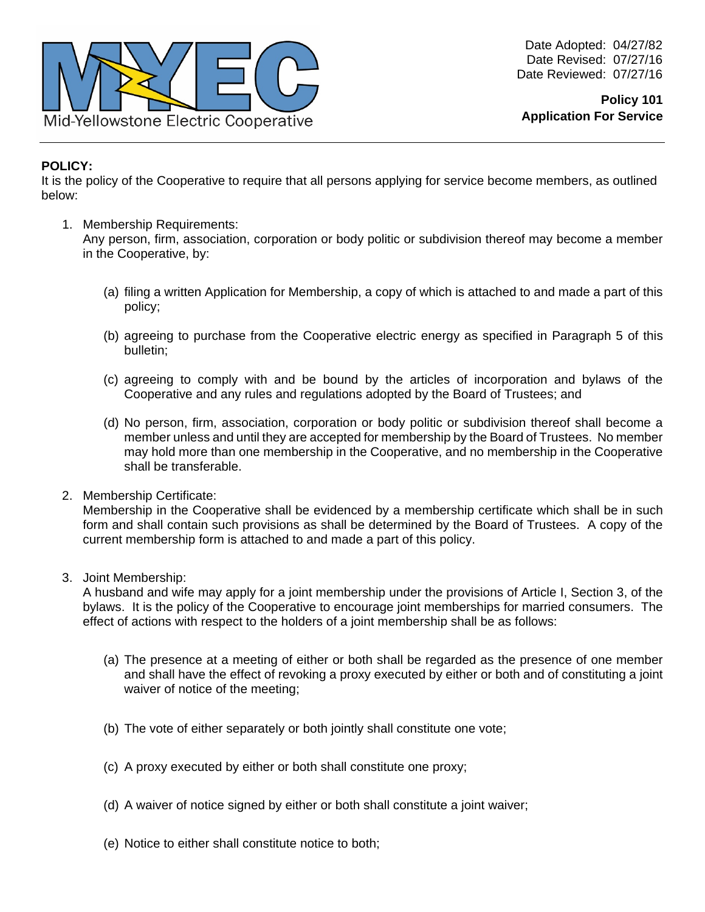Mid-Yellowstone Electric Cooperative

Date Adopted: 04/27/82
Date Revised: 07/27/16
Date Reviewed: 07/27/16

**Policy 101**
**Application For Service**

**POLICY:**
It is the policy of the Cooperative to require that all persons applying for service become members, as outlined below:

1. Membership Requirements:
   Any person, firm, association, corporation or body politic or subdivision thereof may become a member in the Cooperative, by:

   (a) filing a written Application for Membership, a copy of which is attached to and made a part of this policy;

   (b) agreeing to purchase from the Cooperative electric energy as specified in Paragraph 5 of this bulletin;

   (c) agreeing to comply with and be bound by the articles of incorporation and bylaws of the Cooperative and any rules and regulations adopted by the Board of Trustees; and

   (d) No person, firm, association, corporation or body politic or subdivision thereof shall become a member unless and until they are accepted for membership by the Board of Trustees. No member may hold more than one membership in the Cooperative, and no membership in the Cooperative shall be transferable.

2. Membership Certificate:
   Membership in the Cooperative shall be evidenced by a membership certificate which shall be in such form and shall contain such provisions as shall be determined by the Board of Trustees. A copy of the current membership form is attached to and made a part of this policy.

3. Joint Membership:
   A husband and wife may apply for a joint membership under the provisions of Article I, Section 3, of the bylaws. It is the policy of the Cooperative to encourage joint memberships for married consumers. The effect of actions with respect to the holders of a joint membership shall be as follows:

   (a) The presence at a meeting of either or both shall be regarded as the presence of one member and shall have the effect of revoking a proxy executed by either or both and of constituting a joint waiver of notice of the meeting;

   (b) The vote of either separately or both jointly shall constitute one vote;

   (c) A proxy executed by either or both shall constitute one proxy;

   (d) A waiver of notice signed by either or both shall constitute a joint waiver;

   (e) Notice to either shall constitute notice to both;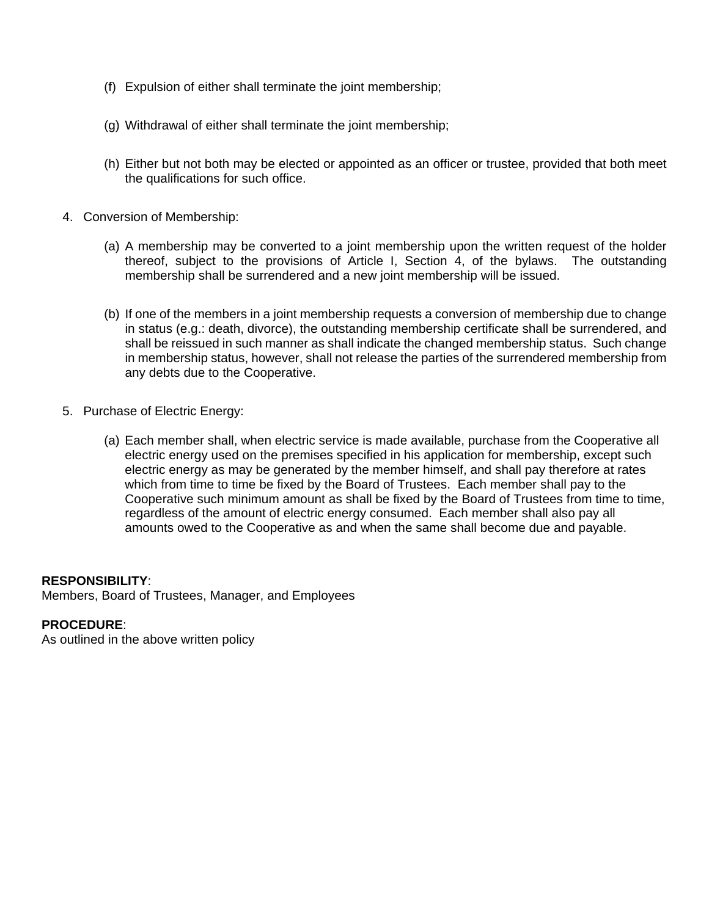(f) Expulsion of either shall terminate the joint membership;

(g) Withdrawal of either shall terminate the joint membership;

(h) Either but not both may be elected or appointed as an officer or trustee, provided that both meet the qualifications for such office.

4. Conversion of Membership:

   (a) A membership may be converted to a joint membership upon the written request of the holder thereof, subject to the provisions of Article I, Section 4, of the bylaws. The outstanding membership shall be surrendered and a new joint membership will be issued.

   (b) If one of the members in a joint membership requests a conversion of membership due to change in status (e.g.: death, divorce), the outstanding membership certificate shall be surrendered, and shall be reissued in such manner as shall indicate the changed membership status. Such change in membership status, however, shall not release the parties of the surrendered membership from any debts due to the Cooperative.

5. Purchase of Electric Energy:

   (a) Each member shall, when electric service is made available, purchase from the Cooperative all electric energy used on the premises specified in his application for membership, except such electric energy as may be generated by the member himself, and shall pay therefore at rates which from time to time be fixed by the Board of Trustees. Each member shall pay to the Cooperative such minimum amount as shall be fixed by the Board of Trustees from time to time, regardless of the amount of electric energy consumed. Each member shall also pay all amounts owed to the Cooperative as and when the same shall become due and payable.

**RESPONSIBILITY**:
Members, Board of Trustees, Manager, and Employees

**PROCEDURE**:
As outlined in the above written policy